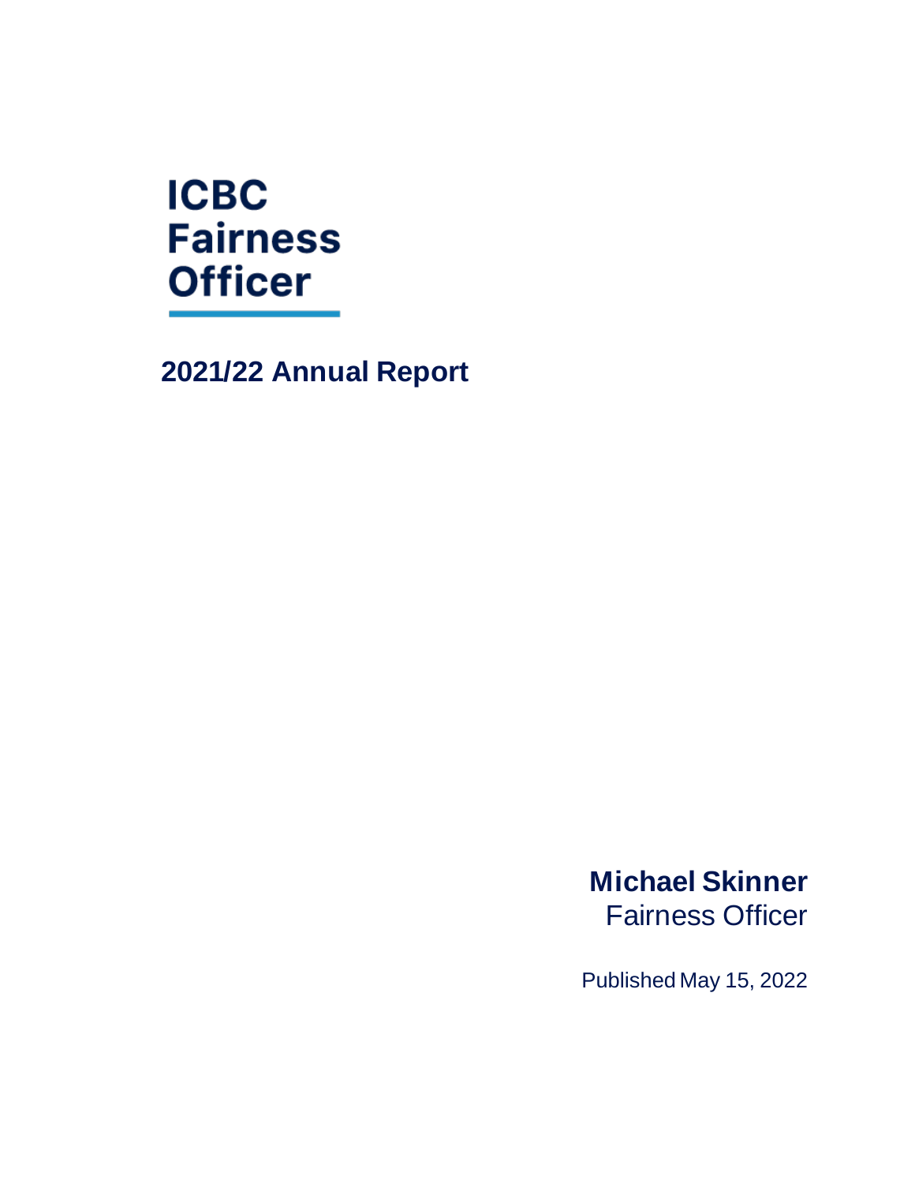# ICBC Fairness Officer

## 2021/22 Annual Report

**Michael Skinner**
Fairness Officer

Published May 15, 2022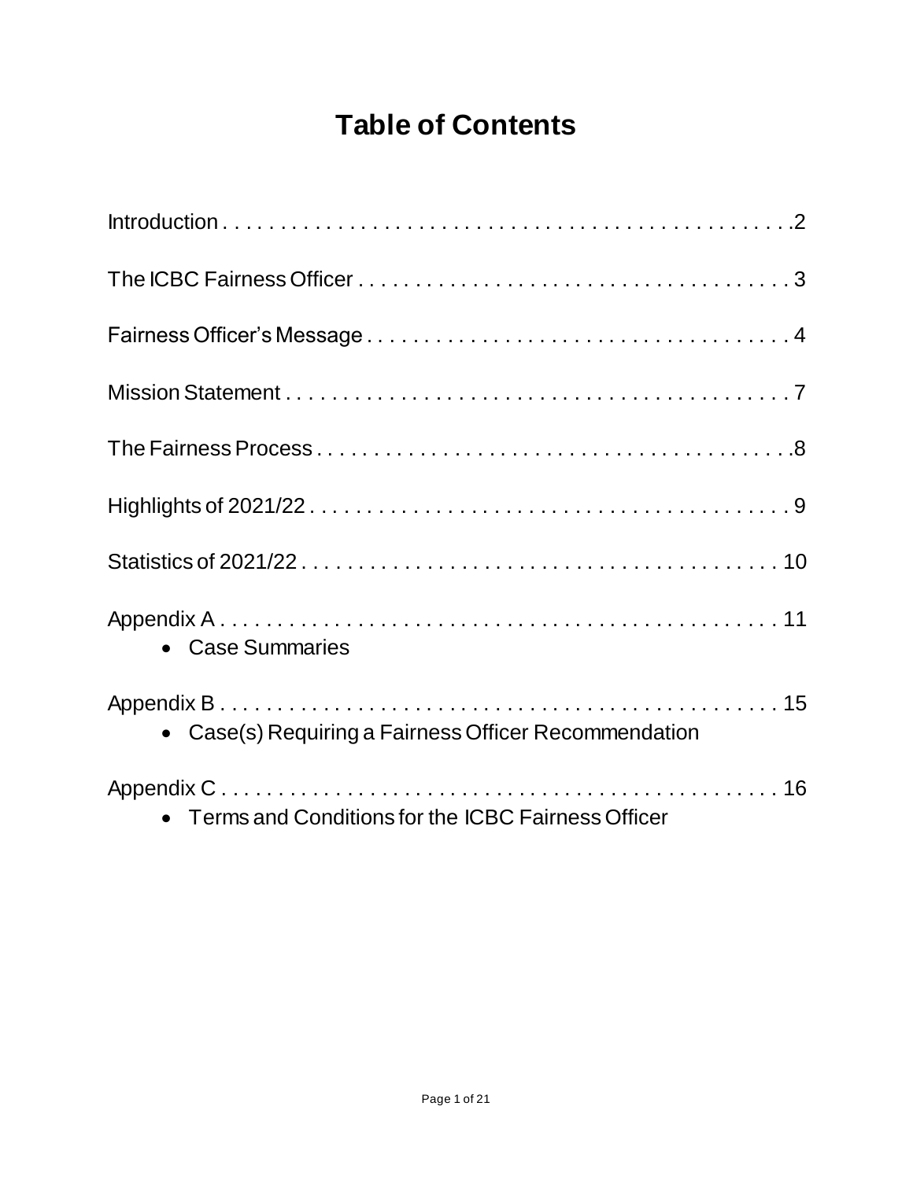# Table of Contents

Introduction . . . . . . . . . . . . . . . . . . . . . . . . . . . . . . . . . . . . . . . . . . . . . .2

The ICBC Fairness Officer . . . . . . . . . . . . . . . . . . . . . . . . . . . . . . . . . . . . . . 3

Fairness Officer's Message . . . . . . . . . . . . . . . . . . . . . . . . . . . . . . . . . . . . . 4

Mission Statement . . . . . . . . . . . . . . . . . . . . . . . . . . . . . . . . . . . . . . . . . . . 7

The Fairness Process . . . . . . . . . . . . . . . . . . . . . . . . . . . . . . . . . . . . . . . . .8

Highlights of 2021/22 . . . . . . . . . . . . . . . . . . . . . . . . . . . . . . . . . . . . . . . . . 9

Statistics of 2021/22 . . . . . . . . . . . . . . . . . . . . . . . . . . . . . . . . . . . . . . . . . 10

Appendix A . . . . . . . . . . . . . . . . . . . . . . . . . . . . . . . . . . . . . . . . . . . . . . . 11
- Case Summaries

Appendix B . . . . . . . . . . . . . . . . . . . . . . . . . . . . . . . . . . . . . . . . . . . . . . . 15
- Case(s) Requiring a Fairness Officer Recommendation

Appendix C . . . . . . . . . . . . . . . . . . . . . . . . . . . . . . . . . . . . . . . . . . . . . . . 16
- Terms and Conditions for the ICBC Fairness Officer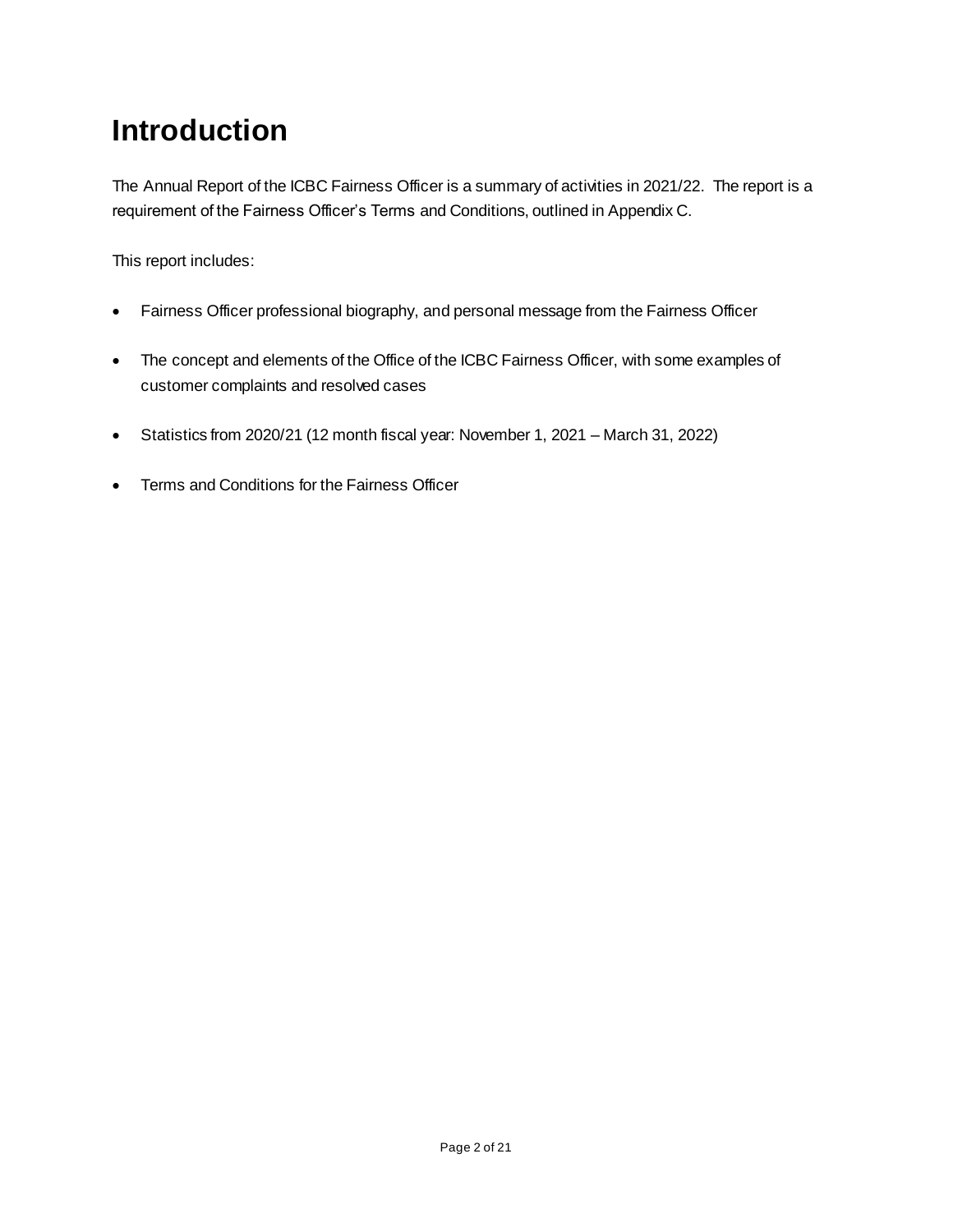# Introduction

The Annual Report of the ICBC Fairness Officer is a summary of activities in 2021/22. The report is a requirement of the Fairness Officer's Terms and Conditions, outlined in Appendix C.

This report includes:

- Fairness Officer professional biography, and personal message from the Fairness Officer
- The concept and elements of the Office of the ICBC Fairness Officer, with some examples of customer complaints and resolved cases
- Statistics from 2020/21 (12 month fiscal year: November 1, 2021 – March 31, 2022)
- Terms and Conditions for the Fairness Officer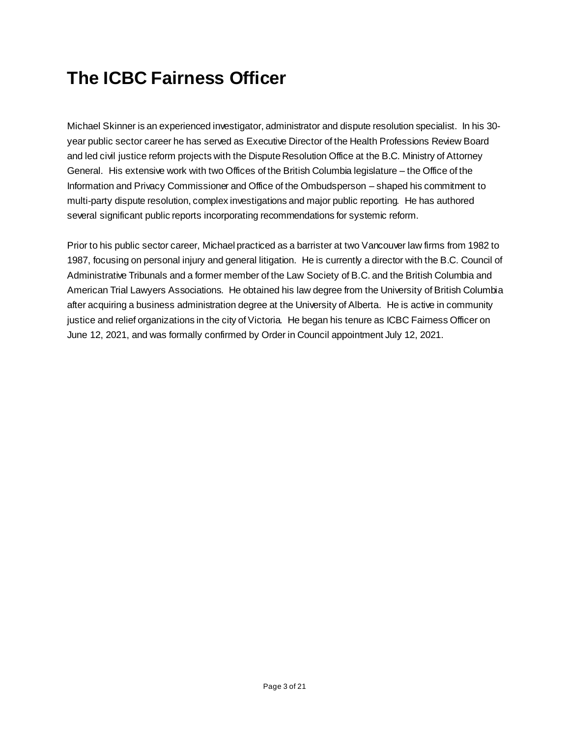# The ICBC Fairness Officer

Michael Skinner is an experienced investigator, administrator and dispute resolution specialist. In his 30-year public sector career he has served as Executive Director of the Health Professions Review Board and led civil justice reform projects with the Dispute Resolution Office at the B.C. Ministry of Attorney General. His extensive work with two Offices of the British Columbia legislature – the Office of the Information and Privacy Commissioner and Office of the Ombudsperson – shaped his commitment to multi-party dispute resolution, complex investigations and major public reporting. He has authored several significant public reports incorporating recommendations for systemic reform.

Prior to his public sector career, Michael practiced as a barrister at two Vancouver law firms from 1982 to 1987, focusing on personal injury and general litigation. He is currently a director with the B.C. Council of Administrative Tribunals and a former member of the Law Society of B.C. and the British Columbia and American Trial Lawyers Associations. He obtained his law degree from the University of British Columbia after acquiring a business administration degree at the University of Alberta. He is active in community justice and relief organizations in the city of Victoria. He began his tenure as ICBC Fairness Officer on June 12, 2021, and was formally confirmed by Order in Council appointment July 12, 2021.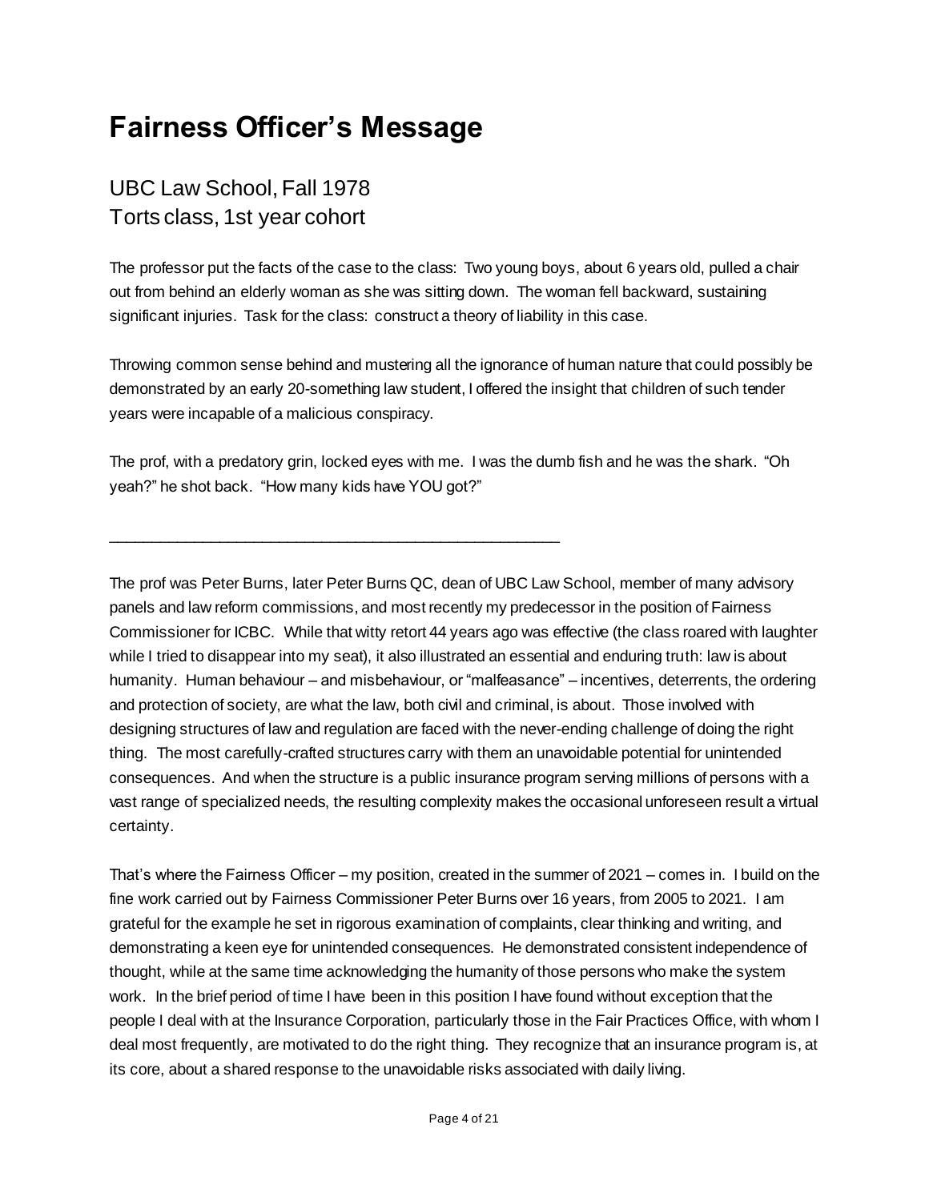# Fairness Officer's Message

## UBC Law School, Fall 1978
## Torts class, 1st year cohort

The professor put the facts of the case to the class: Two young boys, about 6 years old, pulled a chair out from behind an elderly woman as she was sitting down. The woman fell backward, sustaining significant injuries. Task for the class: construct a theory of liability in this case.

Throwing common sense behind and mustering all the ignorance of human nature that could possibly be demonstrated by an early 20-something law student, I offered the insight that children of such tender years were incapable of a malicious conspiracy.

The prof, with a predatory grin, locked eyes with me. I was the dumb fish and he was the shark. "Oh yeah?" he shot back. "How many kids have YOU got?"

---

The prof was Peter Burns, later Peter Burns QC, dean of UBC Law School, member of many advisory panels and law reform commissions, and most recently my predecessor in the position of Fairness Commissioner for ICBC. While that witty retort 44 years ago was effective (the class roared with laughter while I tried to disappear into my seat), it also illustrated an essential and enduring truth: law is about humanity. Human behaviour – and misbehaviour, or "malfeasance" – incentives, deterrents, the ordering and protection of society, are what the law, both civil and criminal, is about. Those involved with designing structures of law and regulation are faced with the never-ending challenge of doing the right thing. The most carefully-crafted structures carry with them an unavoidable potential for unintended consequences. And when the structure is a public insurance program serving millions of persons with a vast range of specialized needs, the resulting complexity makes the occasional unforeseen result a virtual certainty.

That's where the Fairness Officer – my position, created in the summer of 2021 – comes in. I build on the fine work carried out by Fairness Commissioner Peter Burns over 16 years, from 2005 to 2021. I am grateful for the example he set in rigorous examination of complaints, clear thinking and writing, and demonstrating a keen eye for unintended consequences. He demonstrated consistent independence of thought, while at the same time acknowledging the humanity of those persons who make the system work. In the brief period of time I have been in this position I have found without exception that the people I deal with at the Insurance Corporation, particularly those in the Fair Practices Office, with whom I deal most frequently, are motivated to do the right thing. They recognize that an insurance program is, at its core, about a shared response to the unavoidable risks associated with daily living.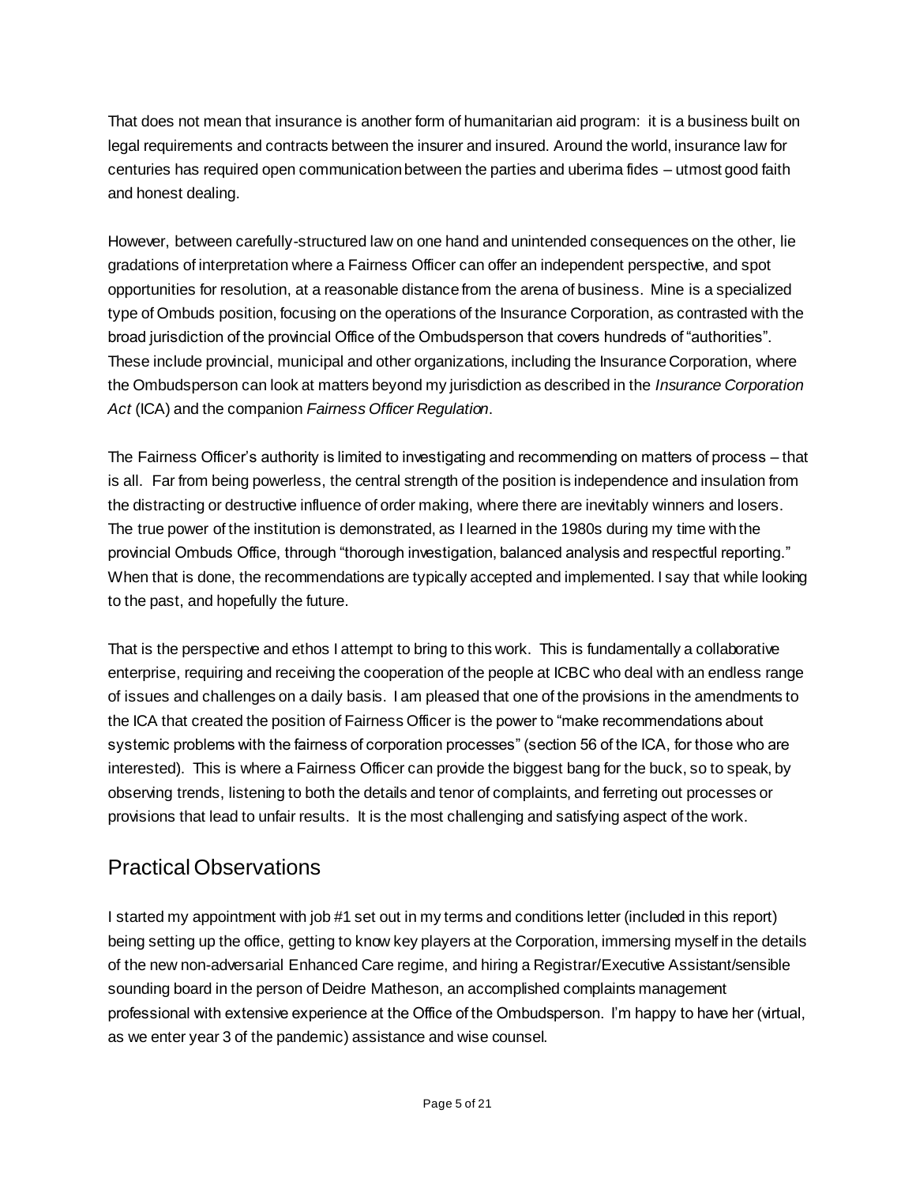That does not mean that insurance is another form of humanitarian aid program: it is a business built on legal requirements and contracts between the insurer and insured. Around the world, insurance law for centuries has required open communication between the parties and uberima fides – utmost good faith and honest dealing.

However, between carefully-structured law on one hand and unintended consequences on the other, lie gradations of interpretation where a Fairness Officer can offer an independent perspective, and spot opportunities for resolution, at a reasonable distance from the arena of business. Mine is a specialized type of Ombuds position, focusing on the operations of the Insurance Corporation, as contrasted with the broad jurisdiction of the provincial Office of the Ombudsperson that covers hundreds of "authorities". These include provincial, municipal and other organizations, including the Insurance Corporation, where the Ombudsperson can look at matters beyond my jurisdiction as described in the *Insurance Corporation Act* (ICA) and the companion *Fairness Officer Regulation*.

The Fairness Officer's authority is limited to investigating and recommending on matters of process – that is all. Far from being powerless, the central strength of the position is independence and insulation from the distracting or destructive influence of order making, where there are inevitably winners and losers. The true power of the institution is demonstrated, as I learned in the 1980s during my time with the provincial Ombuds Office, through "thorough investigation, balanced analysis and respectful reporting." When that is done, the recommendations are typically accepted and implemented. I say that while looking to the past, and hopefully the future.

That is the perspective and ethos I attempt to bring to this work. This is fundamentally a collaborative enterprise, requiring and receiving the cooperation of the people at ICBC who deal with an endless range of issues and challenges on a daily basis. I am pleased that one of the provisions in the amendments to the ICA that created the position of Fairness Officer is the power to "make recommendations about systemic problems with the fairness of corporation processes" (section 56 of the ICA, for those who are interested). This is where a Fairness Officer can provide the biggest bang for the buck, so to speak, by observing trends, listening to both the details and tenor of complaints, and ferreting out processes or provisions that lead to unfair results. It is the most challenging and satisfying aspect of the work.

## Practical Observations

I started my appointment with job #1 set out in my terms and conditions letter (included in this report) being setting up the office, getting to know key players at the Corporation, immersing myself in the details of the new non-adversarial Enhanced Care regime, and hiring a Registrar/Executive Assistant/sensible sounding board in the person of Deidre Matheson, an accomplished complaints management professional with extensive experience at the Office of the Ombudsperson. I'm happy to have her (virtual, as we enter year 3 of the pandemic) assistance and wise counsel.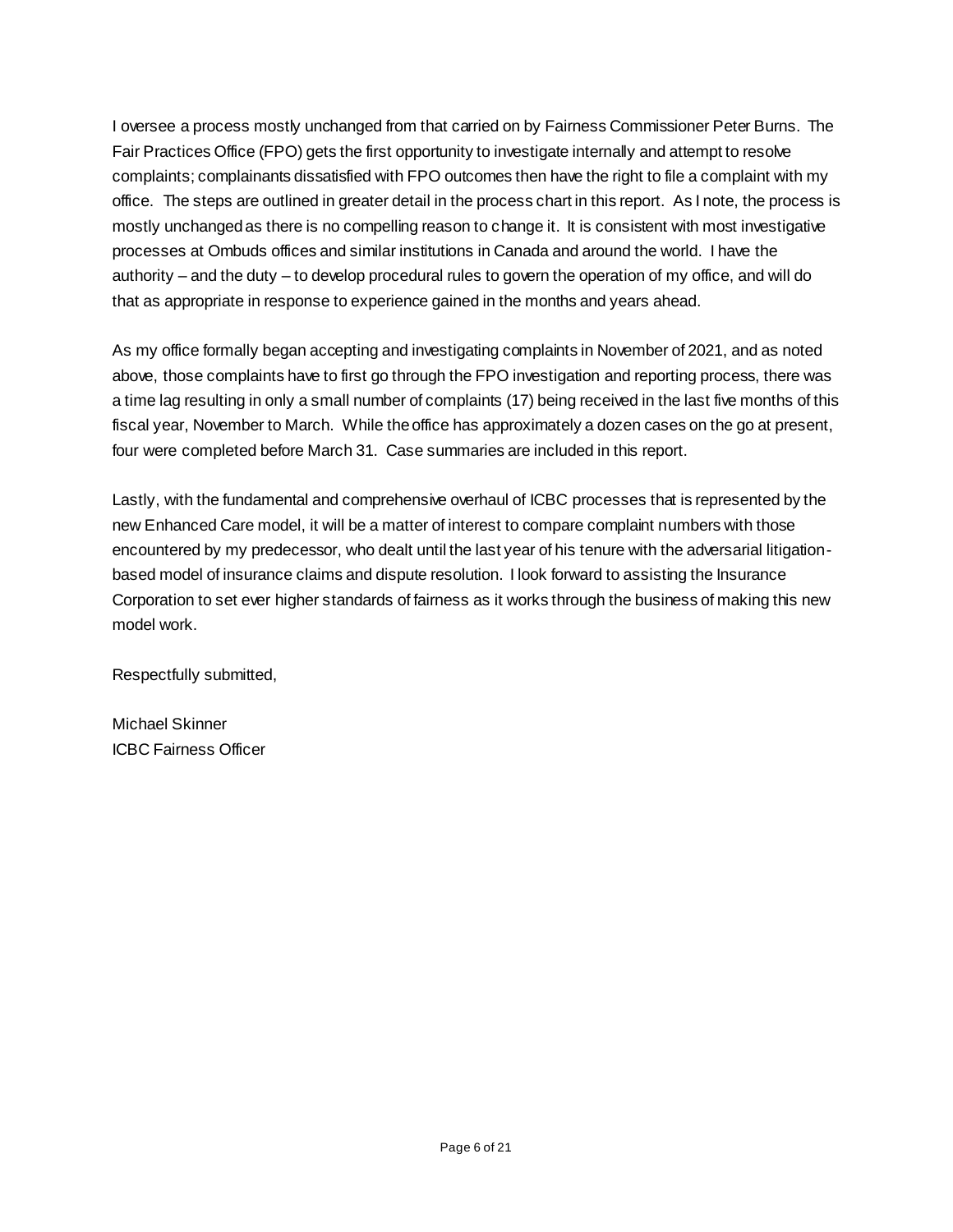I oversee a process mostly unchanged from that carried on by Fairness Commissioner Peter Burns. The Fair Practices Office (FPO) gets the first opportunity to investigate internally and attempt to resolve complaints; complainants dissatisfied with FPO outcomes then have the right to file a complaint with my office. The steps are outlined in greater detail in the process chart in this report. As I note, the process is mostly unchanged as there is no compelling reason to change it. It is consistent with most investigative processes at Ombuds offices and similar institutions in Canada and around the world. I have the authority – and the duty – to develop procedural rules to govern the operation of my office, and will do that as appropriate in response to experience gained in the months and years ahead.

As my office formally began accepting and investigating complaints in November of 2021, and as noted above, those complaints have to first go through the FPO investigation and reporting process, there was a time lag resulting in only a small number of complaints (17) being received in the last five months of this fiscal year, November to March. While the office has approximately a dozen cases on the go at present, four were completed before March 31. Case summaries are included in this report.

Lastly, with the fundamental and comprehensive overhaul of ICBC processes that is represented by the new Enhanced Care model, it will be a matter of interest to compare complaint numbers with those encountered by my predecessor, who dealt until the last year of his tenure with the adversarial litigation-based model of insurance claims and dispute resolution. I look forward to assisting the Insurance Corporation to set ever higher standards of fairness as it works through the business of making this new model work.

Respectfully submitted,

Michael Skinner
ICBC Fairness Officer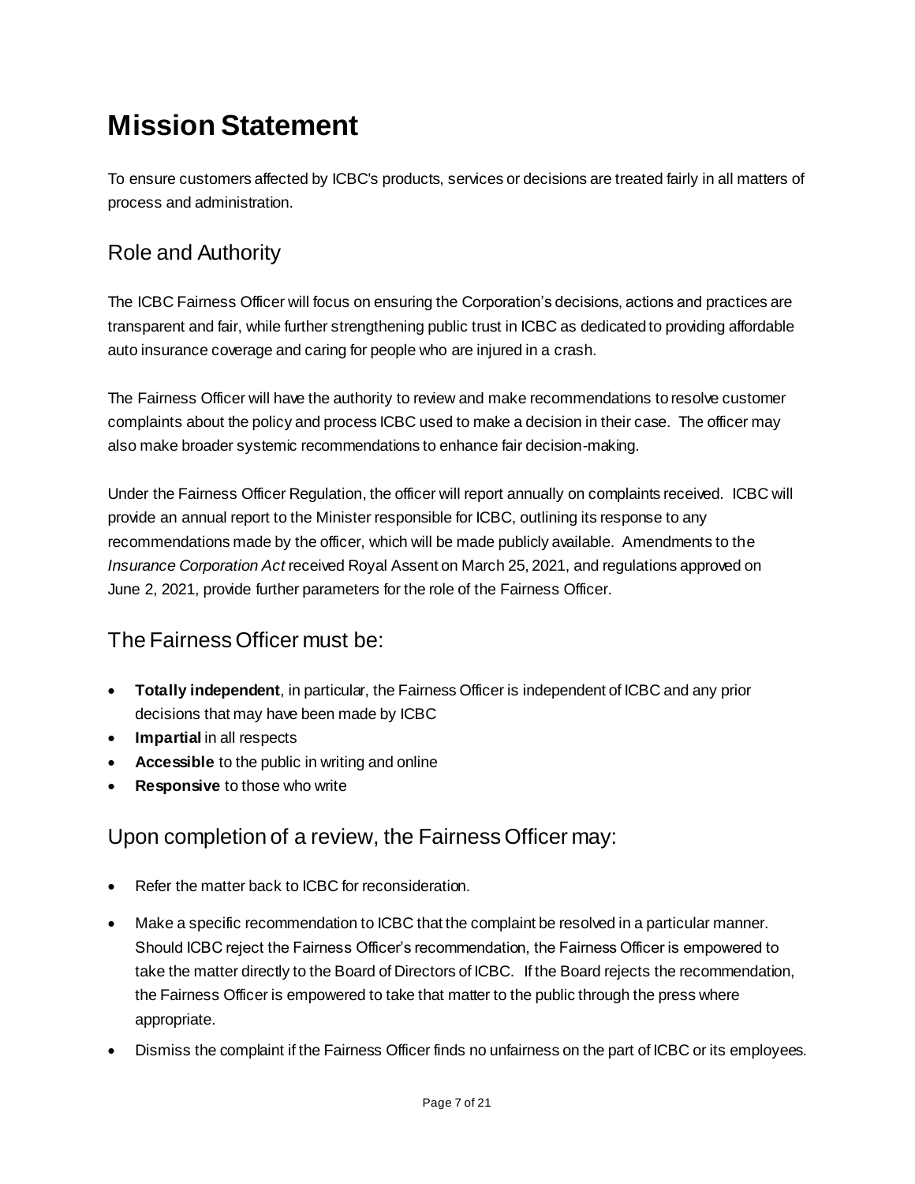# Mission Statement

To ensure customers affected by ICBC's products, services or decisions are treated fairly in all matters of process and administration.

## Role and Authority

The ICBC Fairness Officer will focus on ensuring the Corporation's decisions, actions and practices are transparent and fair, while further strengthening public trust in ICBC as dedicated to providing affordable auto insurance coverage and caring for people who are injured in a crash.

The Fairness Officer will have the authority to review and make recommendations to resolve customer complaints about the policy and process ICBC used to make a decision in their case. The officer may also make broader systemic recommendations to enhance fair decision-making.

Under the Fairness Officer Regulation, the officer will report annually on complaints received. ICBC will provide an annual report to the Minister responsible for ICBC, outlining its response to any recommendations made by the officer, which will be made publicly available. Amendments to the *Insurance Corporation Act* received Royal Assent on March 25, 2021, and regulations approved on June 2, 2021, provide further parameters for the role of the Fairness Officer.

## The Fairness Officer must be:

- **Totally independent**, in particular, the Fairness Officer is independent of ICBC and any prior decisions that may have been made by ICBC
- **Impartial** in all respects
- **Accessible** to the public in writing and online
- **Responsive** to those who write

## Upon completion of a review, the Fairness Officer may:

- Refer the matter back to ICBC for reconsideration.
- Make a specific recommendation to ICBC that the complaint be resolved in a particular manner. Should ICBC reject the Fairness Officer's recommendation, the Fairness Officer is empowered to take the matter directly to the Board of Directors of ICBC. If the Board rejects the recommendation, the Fairness Officer is empowered to take that matter to the public through the press where appropriate.
- Dismiss the complaint if the Fairness Officer finds no unfairness on the part of ICBC or its employees.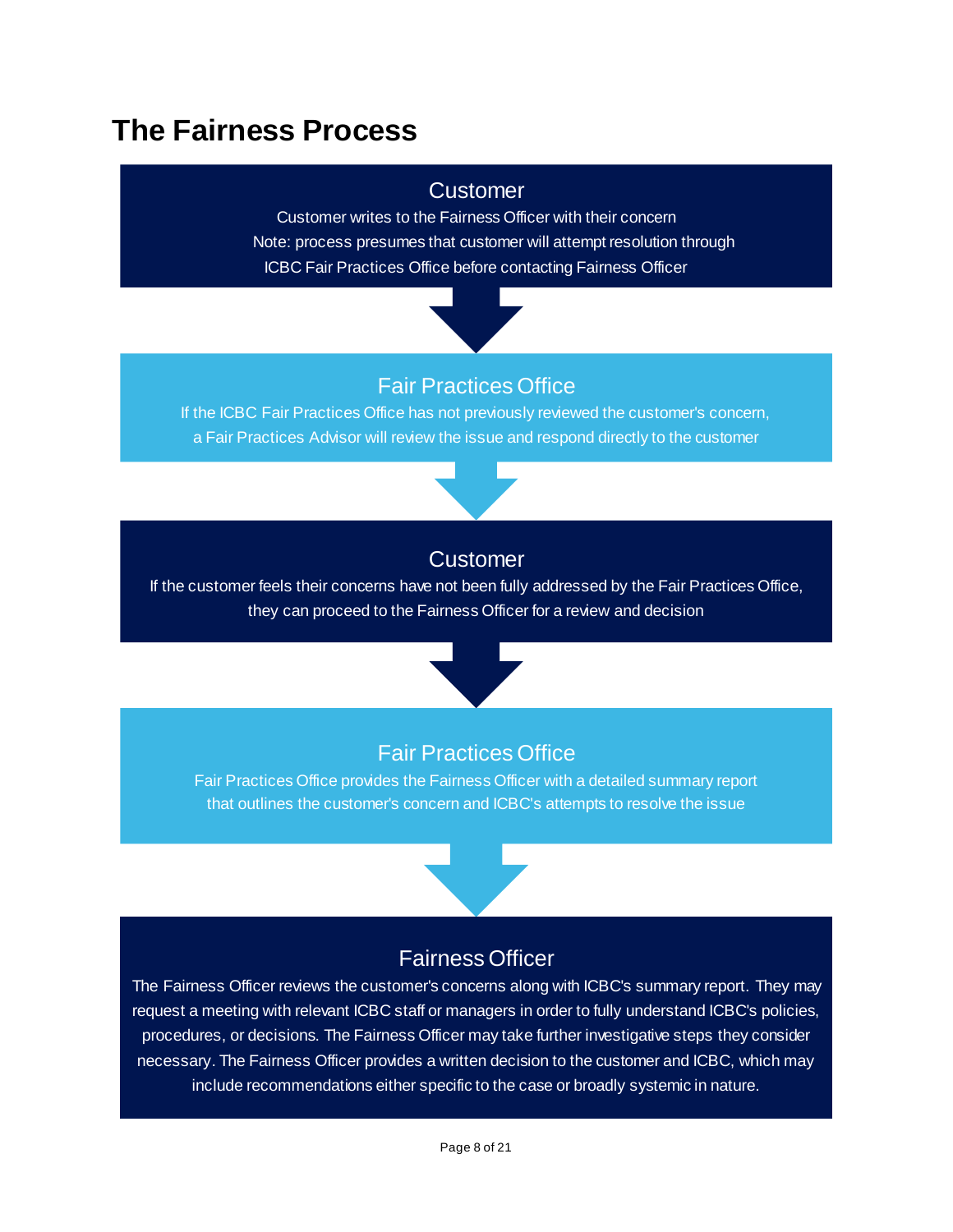# The Fairness Process

**Customer**

Customer writes to the Fairness Officer with their concern

Note: process presumes that customer will attempt resolution through ICBC Fair Practices Office before contacting Fairness Officer

↓

**Fair Practices Office**

If the ICBC Fair Practices Office has not previously reviewed the customer's concern, a Fair Practices Advisor will review the issue and respond directly to the customer

↓

**Customer**

If the customer feels their concerns have not been fully addressed by the Fair Practices Office, they can proceed to the Fairness Officer for a review and decision

↓

**Fair Practices Office**

Fair Practices Office provides the Fairness Officer with a detailed summary report that outlines the customer's concern and ICBC's attempts to resolve the issue

↓

**Fairness Officer**

The Fairness Officer reviews the customer's concerns along with ICBC's summary report. They may request a meeting with relevant ICBC staff or managers in order to fully understand ICBC's policies, procedures, or decisions. The Fairness Officer may take further investigative steps they consider necessary. The Fairness Officer provides a written decision to the customer and ICBC, which may include recommendations either specific to the case or broadly systemic in nature.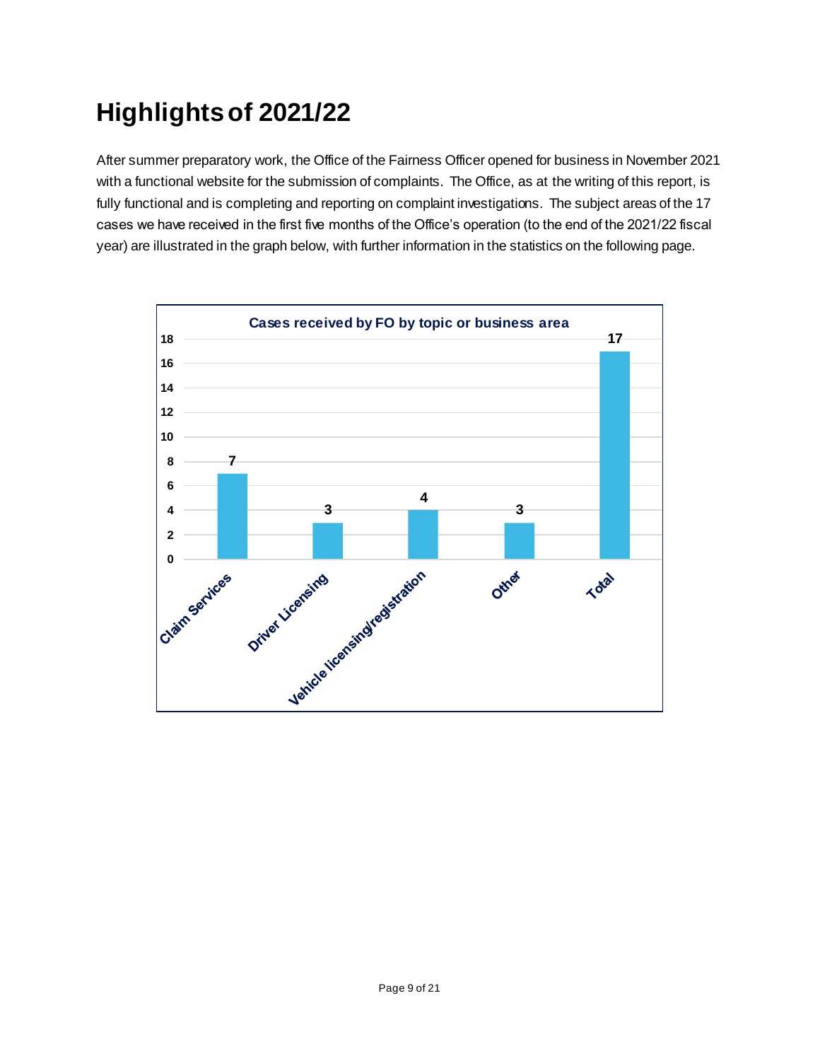# Highlights of 2021/22

After summer preparatory work, the Office of the Fairness Officer opened for business in November 2021 with a functional website for the submission of complaints. The Office, as at the writing of this report, is fully functional and is completing and reporting on complaint investigations. The subject areas of the 17 cases we have received in the first five months of the Office's operation (to the end of the 2021/22 fiscal year) are illustrated in the graph below, with further information in the statistics on the following page.

**Cases received by FO by topic or business area**

| Topic or business area | Cases |
| --- | --- |
| Claim Services | 7 |
| Driver Licensing | 3 |
| Vehicle licensing/registration | 4 |
| Other | 3 |
| Total | 17 |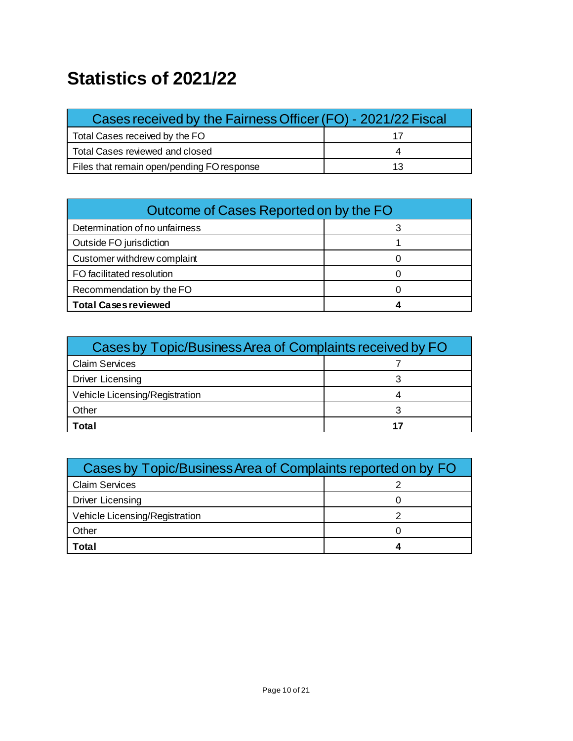# Statistics of 2021/22

| Cases received by the Fairness Officer (FO) - 2021/22 Fiscal | |
|---|---|
| Total Cases received by the FO | 17 |
| Total Cases reviewed and closed | 4 |
| Files that remain open/pending FO response | 13 |

| Outcome of Cases Reported on by the FO | |
|---|---|
| Determination of no unfairness | 3 |
| Outside FO jurisdiction | 1 |
| Customer withdrew complaint | 0 |
| FO facilitated resolution | 0 |
| Recommendation by the FO | 0 |
| **Total Cases reviewed** | **4** |

| Cases by Topic/Business Area of Complaints received by FO | |
|---|---|
| Claim Services | 7 |
| Driver Licensing | 3 |
| Vehicle Licensing/Registration | 4 |
| Other | 3 |
| **Total** | **17** |

| Cases by Topic/Business Area of Complaints reported on by FO | |
|---|---|
| Claim Services | 2 |
| Driver Licensing | 0 |
| Vehicle Licensing/Registration | 2 |
| Other | 0 |
| **Total** | **4** |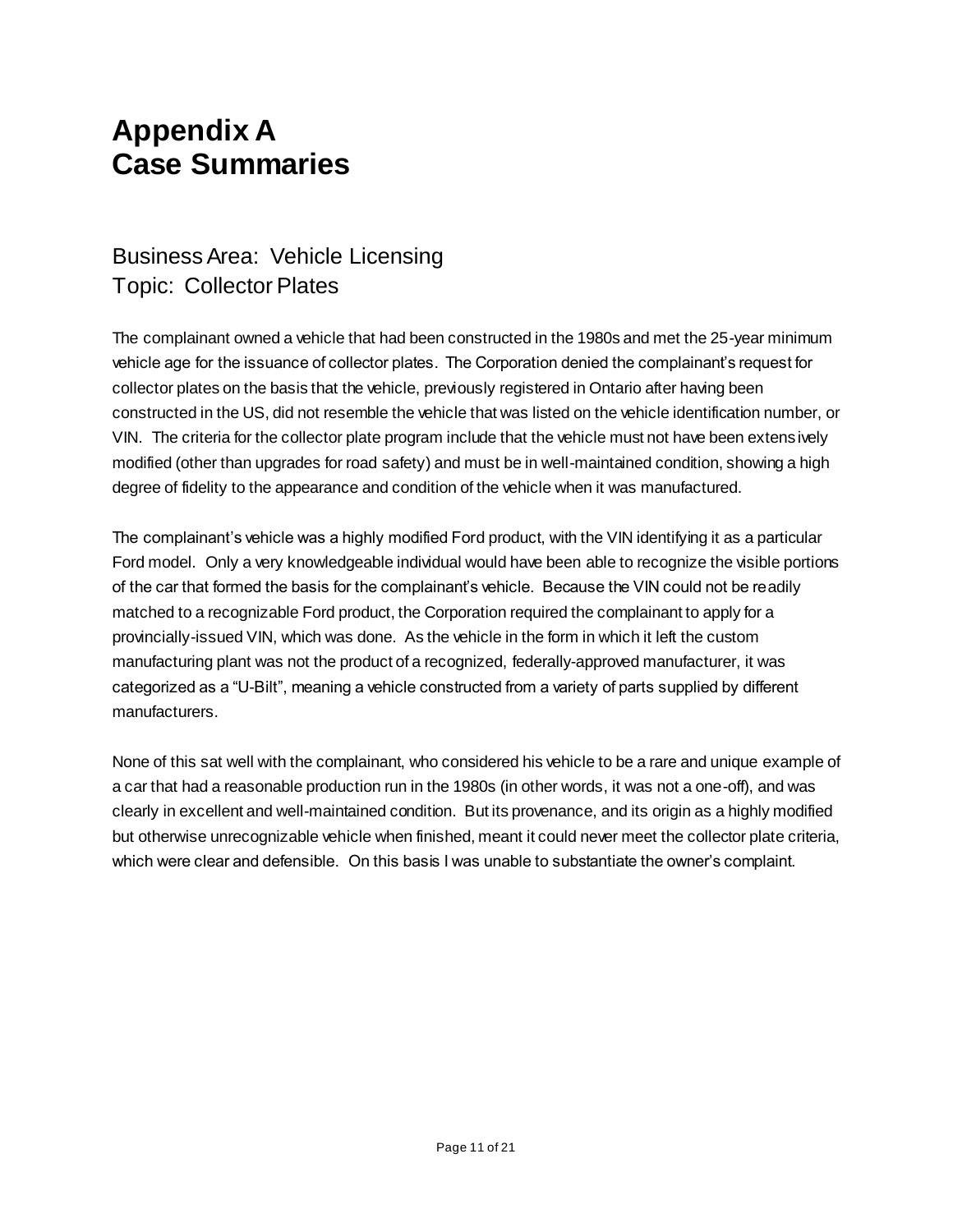# Appendix A
# Case Summaries

## Business Area: Vehicle Licensing
## Topic: Collector Plates

The complainant owned a vehicle that had been constructed in the 1980s and met the 25-year minimum vehicle age for the issuance of collector plates. The Corporation denied the complainant's request for collector plates on the basis that the vehicle, previously registered in Ontario after having been constructed in the US, did not resemble the vehicle that was listed on the vehicle identification number, or VIN. The criteria for the collector plate program include that the vehicle must not have been extensively modified (other than upgrades for road safety) and must be in well-maintained condition, showing a high degree of fidelity to the appearance and condition of the vehicle when it was manufactured.

The complainant's vehicle was a highly modified Ford product, with the VIN identifying it as a particular Ford model. Only a very knowledgeable individual would have been able to recognize the visible portions of the car that formed the basis for the complainant's vehicle. Because the VIN could not be readily matched to a recognizable Ford product, the Corporation required the complainant to apply for a provincially-issued VIN, which was done. As the vehicle in the form in which it left the custom manufacturing plant was not the product of a recognized, federally-approved manufacturer, it was categorized as a "U-Bilt", meaning a vehicle constructed from a variety of parts supplied by different manufacturers.

None of this sat well with the complainant, who considered his vehicle to be a rare and unique example of a car that had a reasonable production run in the 1980s (in other words, it was not a one-off), and was clearly in excellent and well-maintained condition. But its provenance, and its origin as a highly modified but otherwise unrecognizable vehicle when finished, meant it could never meet the collector plate criteria, which were clear and defensible. On this basis I was unable to substantiate the owner's complaint.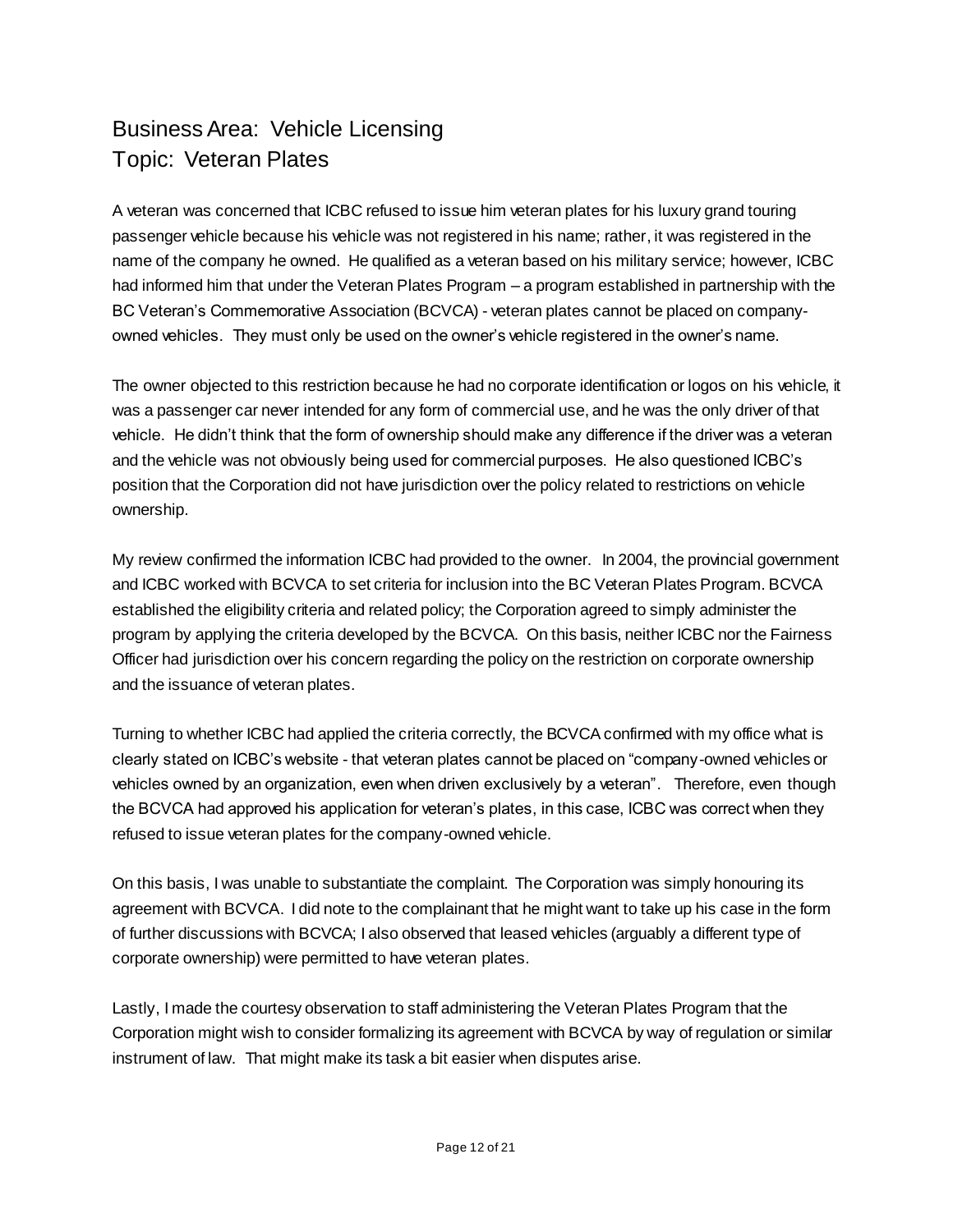## Business Area: Vehicle Licensing
## Topic: Veteran Plates

A veteran was concerned that ICBC refused to issue him veteran plates for his luxury grand touring passenger vehicle because his vehicle was not registered in his name; rather, it was registered in the name of the company he owned. He qualified as a veteran based on his military service; however, ICBC had informed him that under the Veteran Plates Program – a program established in partnership with the BC Veteran's Commemorative Association (BCVCA) - veteran plates cannot be placed on company-owned vehicles. They must only be used on the owner's vehicle registered in the owner's name.

The owner objected to this restriction because he had no corporate identification or logos on his vehicle, it was a passenger car never intended for any form of commercial use, and he was the only driver of that vehicle. He didn't think that the form of ownership should make any difference if the driver was a veteran and the vehicle was not obviously being used for commercial purposes. He also questioned ICBC's position that the Corporation did not have jurisdiction over the policy related to restrictions on vehicle ownership.

My review confirmed the information ICBC had provided to the owner. In 2004, the provincial government and ICBC worked with BCVCA to set criteria for inclusion into the BC Veteran Plates Program. BCVCA established the eligibility criteria and related policy; the Corporation agreed to simply administer the program by applying the criteria developed by the BCVCA. On this basis, neither ICBC nor the Fairness Officer had jurisdiction over his concern regarding the policy on the restriction on corporate ownership and the issuance of veteran plates.

Turning to whether ICBC had applied the criteria correctly, the BCVCA confirmed with my office what is clearly stated on ICBC's website - that veteran plates cannot be placed on "company-owned vehicles or vehicles owned by an organization, even when driven exclusively by a veteran". Therefore, even though the BCVCA had approved his application for veteran's plates, in this case, ICBC was correct when they refused to issue veteran plates for the company-owned vehicle.

On this basis, I was unable to substantiate the complaint. The Corporation was simply honouring its agreement with BCVCA. I did note to the complainant that he might want to take up his case in the form of further discussions with BCVCA; I also observed that leased vehicles (arguably a different type of corporate ownership) were permitted to have veteran plates.

Lastly, I made the courtesy observation to staff administering the Veteran Plates Program that the Corporation might wish to consider formalizing its agreement with BCVCA by way of regulation or similar instrument of law. That might make its task a bit easier when disputes arise.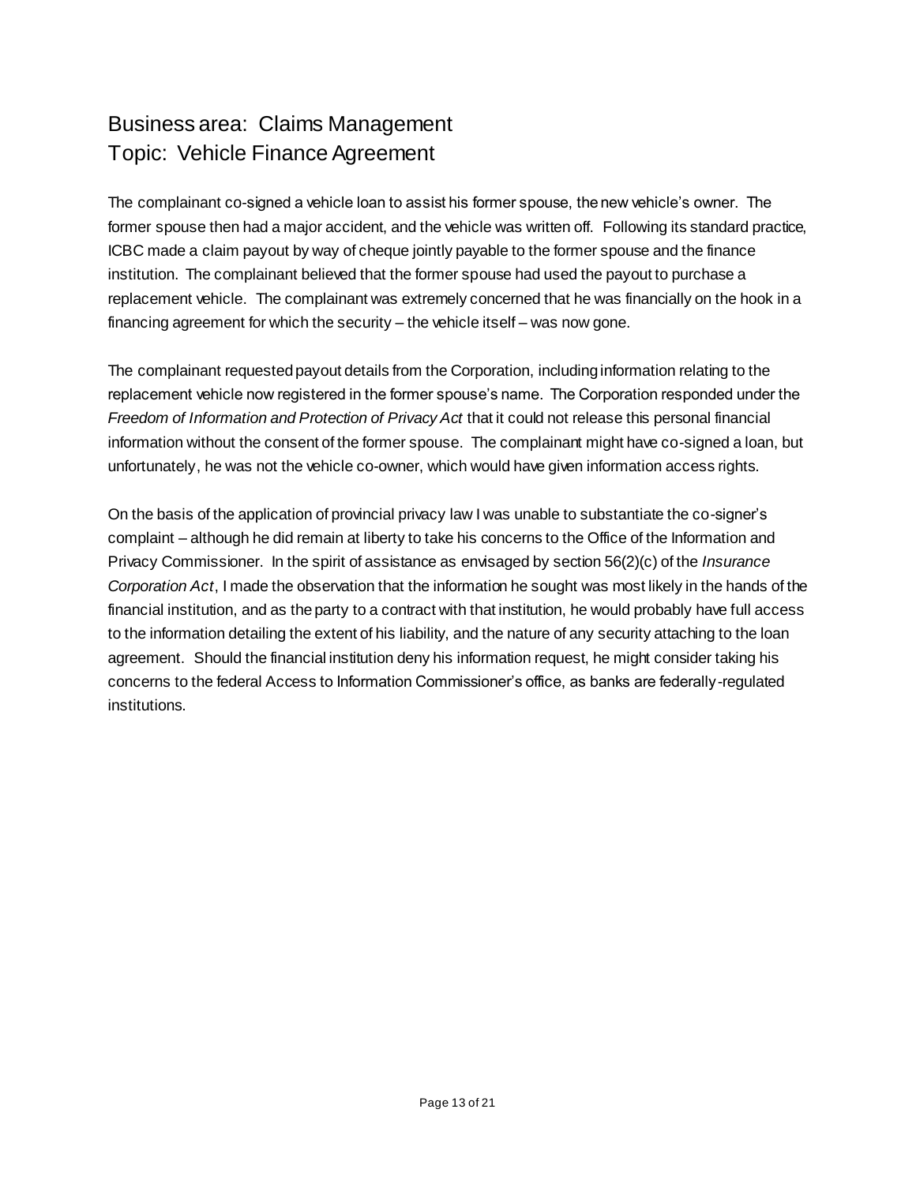## Business area: Claims Management
## Topic: Vehicle Finance Agreement

The complainant co-signed a vehicle loan to assist his former spouse, the new vehicle's owner. The former spouse then had a major accident, and the vehicle was written off. Following its standard practice, ICBC made a claim payout by way of cheque jointly payable to the former spouse and the finance institution. The complainant believed that the former spouse had used the payout to purchase a replacement vehicle. The complainant was extremely concerned that he was financially on the hook in a financing agreement for which the security – the vehicle itself – was now gone.

The complainant requested payout details from the Corporation, including information relating to the replacement vehicle now registered in the former spouse's name. The Corporation responded under the *Freedom of Information and Protection of Privacy Act* that it could not release this personal financial information without the consent of the former spouse. The complainant might have co-signed a loan, but unfortunately, he was not the vehicle co-owner, which would have given information access rights.

On the basis of the application of provincial privacy law I was unable to substantiate the co-signer's complaint – although he did remain at liberty to take his concerns to the Office of the Information and Privacy Commissioner. In the spirit of assistance as envisaged by section 56(2)(c) of the *Insurance Corporation Act*, I made the observation that the information he sought was most likely in the hands of the financial institution, and as the party to a contract with that institution, he would probably have full access to the information detailing the extent of his liability, and the nature of any security attaching to the loan agreement. Should the financial institution deny his information request, he might consider taking his concerns to the federal Access to Information Commissioner's office, as banks are federally-regulated institutions.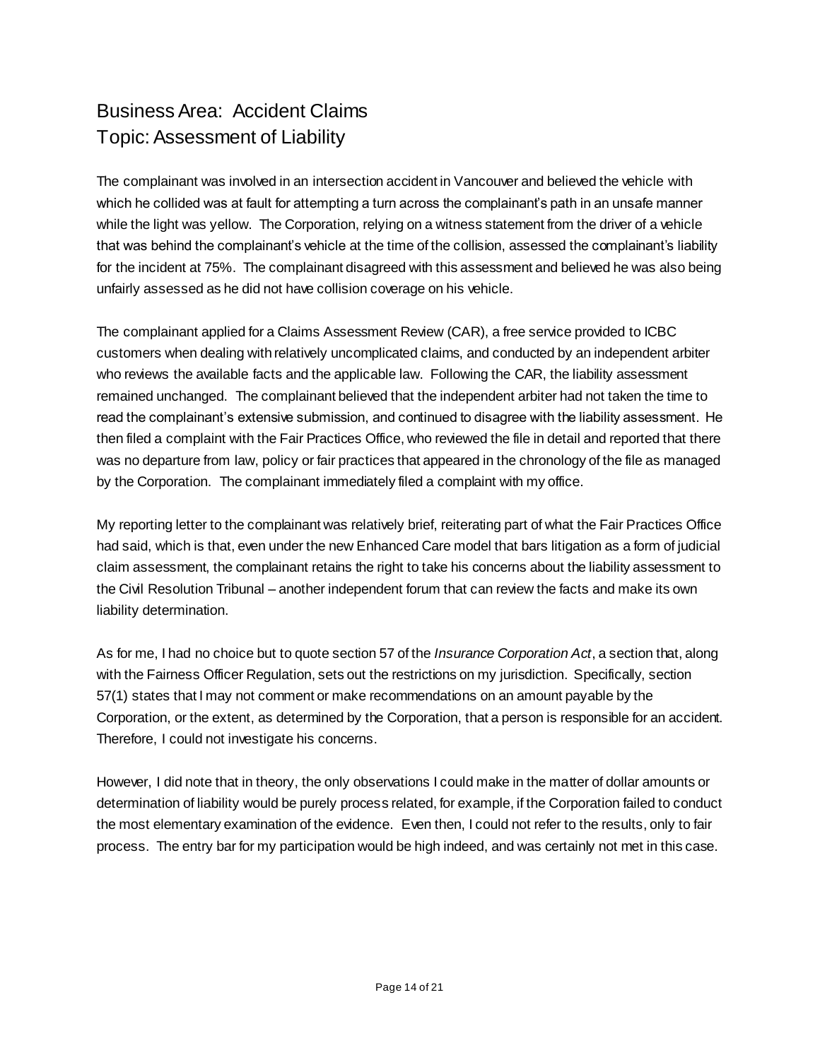## Business Area: Accident Claims
## Topic: Assessment of Liability

The complainant was involved in an intersection accident in Vancouver and believed the vehicle with which he collided was at fault for attempting a turn across the complainant's path in an unsafe manner while the light was yellow. The Corporation, relying on a witness statement from the driver of a vehicle that was behind the complainant's vehicle at the time of the collision, assessed the complainant's liability for the incident at 75%. The complainant disagreed with this assessment and believed he was also being unfairly assessed as he did not have collision coverage on his vehicle.

The complainant applied for a Claims Assessment Review (CAR), a free service provided to ICBC customers when dealing with relatively uncomplicated claims, and conducted by an independent arbiter who reviews the available facts and the applicable law. Following the CAR, the liability assessment remained unchanged. The complainant believed that the independent arbiter had not taken the time to read the complainant's extensive submission, and continued to disagree with the liability assessment. He then filed a complaint with the Fair Practices Office, who reviewed the file in detail and reported that there was no departure from law, policy or fair practices that appeared in the chronology of the file as managed by the Corporation. The complainant immediately filed a complaint with my office.

My reporting letter to the complainant was relatively brief, reiterating part of what the Fair Practices Office had said, which is that, even under the new Enhanced Care model that bars litigation as a form of judicial claim assessment, the complainant retains the right to take his concerns about the liability assessment to the Civil Resolution Tribunal – another independent forum that can review the facts and make its own liability determination.

As for me, I had no choice but to quote section 57 of the *Insurance Corporation Act*, a section that, along with the Fairness Officer Regulation, sets out the restrictions on my jurisdiction. Specifically, section 57(1) states that I may not comment or make recommendations on an amount payable by the Corporation, or the extent, as determined by the Corporation, that a person is responsible for an accident. Therefore, I could not investigate his concerns.

However, I did note that in theory, the only observations I could make in the matter of dollar amounts or determination of liability would be purely process related, for example, if the Corporation failed to conduct the most elementary examination of the evidence. Even then, I could not refer to the results, only to fair process. The entry bar for my participation would be high indeed, and was certainly not met in this case.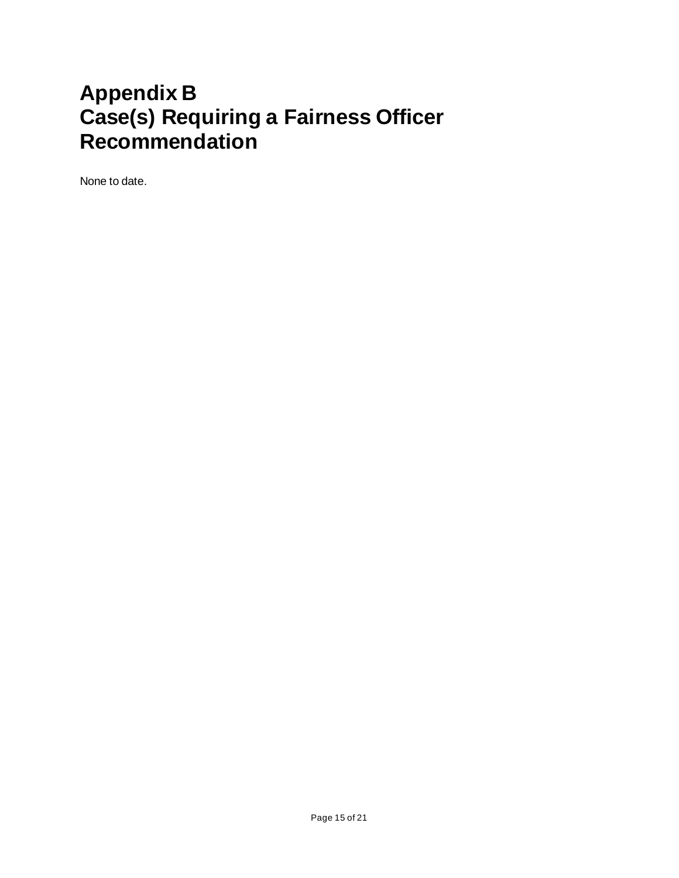# Appendix B
# Case(s) Requiring a Fairness Officer Recommendation

None to date.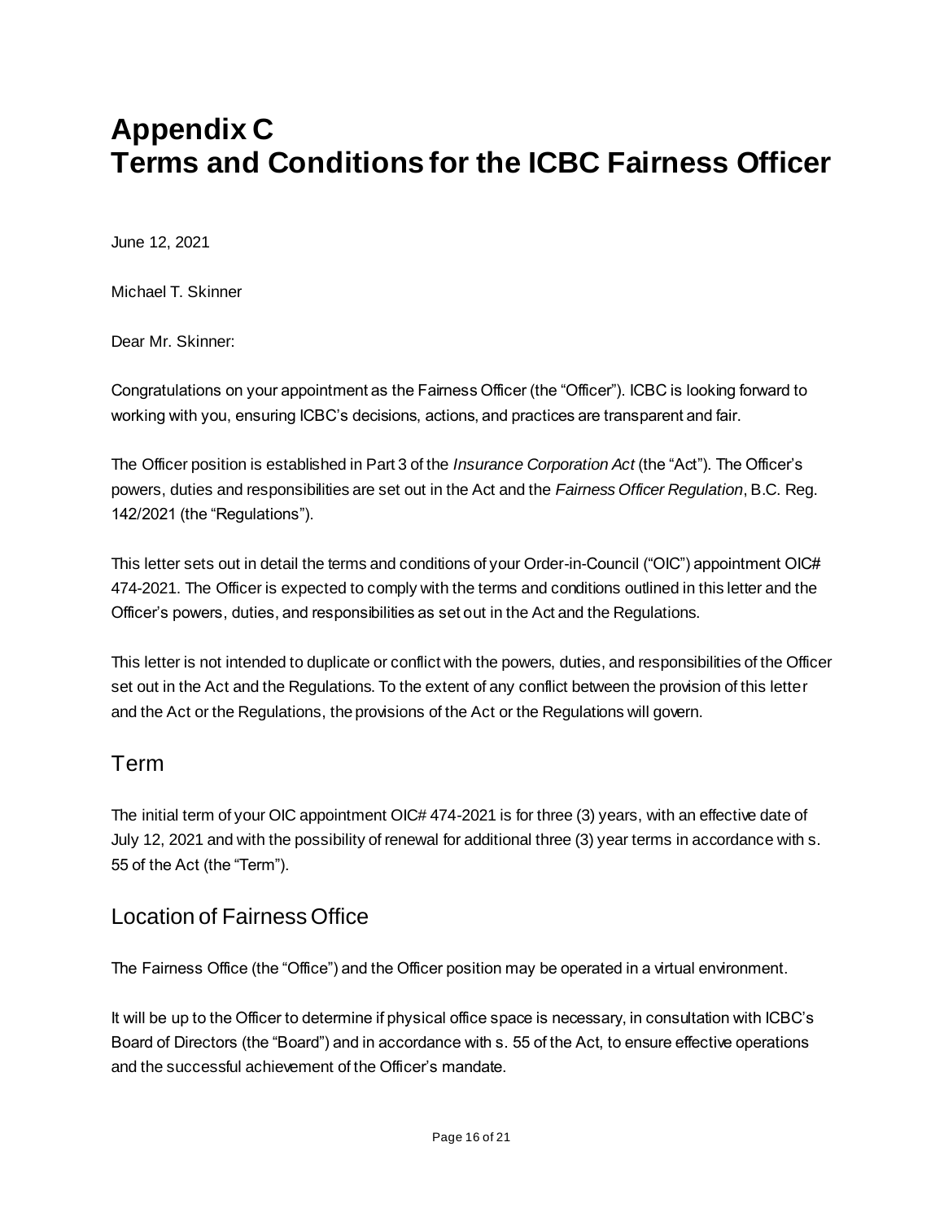# Appendix C
# Terms and Conditions for the ICBC Fairness Officer

June 12, 2021

Michael T. Skinner

Dear Mr. Skinner:

Congratulations on your appointment as the Fairness Officer (the "Officer"). ICBC is looking forward to working with you, ensuring ICBC's decisions, actions, and practices are transparent and fair.

The Officer position is established in Part 3 of the *Insurance Corporation Act* (the "Act"). The Officer's powers, duties and responsibilities are set out in the Act and the *Fairness Officer Regulation*, B.C. Reg. 142/2021 (the "Regulations").

This letter sets out in detail the terms and conditions of your Order-in-Council ("OIC") appointment OIC# 474-2021. The Officer is expected to comply with the terms and conditions outlined in this letter and the Officer's powers, duties, and responsibilities as set out in the Act and the Regulations.

This letter is not intended to duplicate or conflict with the powers, duties, and responsibilities of the Officer set out in the Act and the Regulations. To the extent of any conflict between the provision of this letter and the Act or the Regulations, the provisions of the Act or the Regulations will govern.

## Term

The initial term of your OIC appointment OIC# 474-2021 is for three (3) years, with an effective date of July 12, 2021 and with the possibility of renewal for additional three (3) year terms in accordance with s. 55 of the Act (the "Term").

## Location of Fairness Office

The Fairness Office (the "Office") and the Officer position may be operated in a virtual environment.

It will be up to the Officer to determine if physical office space is necessary, in consultation with ICBC's Board of Directors (the "Board") and in accordance with s. 55 of the Act, to ensure effective operations and the successful achievement of the Officer's mandate.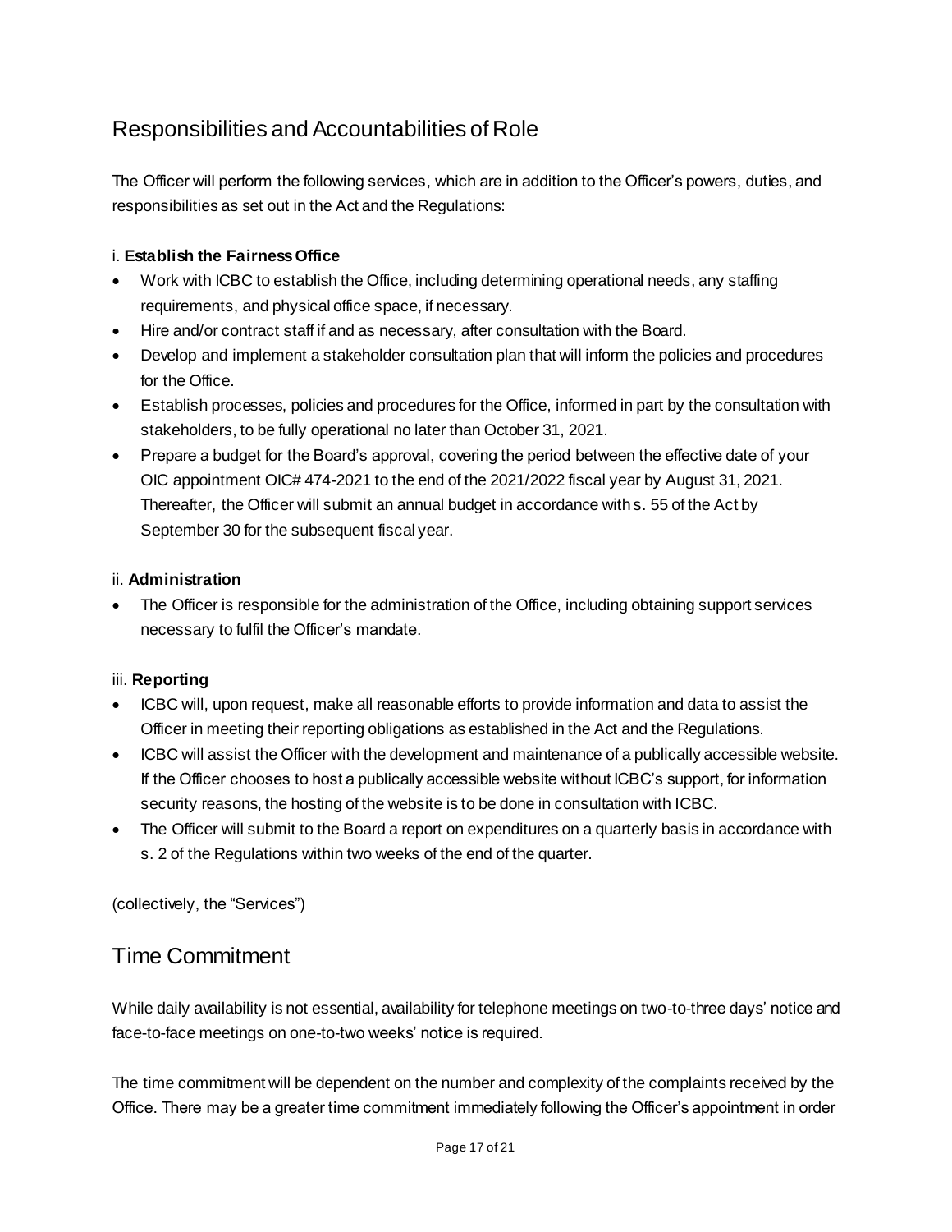## Responsibilities and Accountabilities of Role

The Officer will perform the following services, which are in addition to the Officer's powers, duties, and responsibilities as set out in the Act and the Regulations:

i. **Establish the Fairness Office**

- Work with ICBC to establish the Office, including determining operational needs, any staffing requirements, and physical office space, if necessary.
- Hire and/or contract staff if and as necessary, after consultation with the Board.
- Develop and implement a stakeholder consultation plan that will inform the policies and procedures for the Office.
- Establish processes, policies and procedures for the Office, informed in part by the consultation with stakeholders, to be fully operational no later than October 31, 2021.
- Prepare a budget for the Board's approval, covering the period between the effective date of your OIC appointment OIC# 474-2021 to the end of the 2021/2022 fiscal year by August 31, 2021. Thereafter, the Officer will submit an annual budget in accordance with s. 55 of the Act by September 30 for the subsequent fiscal year.

ii. **Administration**

- The Officer is responsible for the administration of the Office, including obtaining support services necessary to fulfil the Officer's mandate.

iii. **Reporting**

- ICBC will, upon request, make all reasonable efforts to provide information and data to assist the Officer in meeting their reporting obligations as established in the Act and the Regulations.
- ICBC will assist the Officer with the development and maintenance of a publically accessible website. If the Officer chooses to host a publically accessible website without ICBC's support, for information security reasons, the hosting of the website is to be done in consultation with ICBC.
- The Officer will submit to the Board a report on expenditures on a quarterly basis in accordance with s. 2 of the Regulations within two weeks of the end of the quarter.

(collectively, the "Services")

## Time Commitment

While daily availability is not essential, availability for telephone meetings on two-to-three days' notice and face-to-face meetings on one-to-two weeks' notice is required.

The time commitment will be dependent on the number and complexity of the complaints received by the Office. There may be a greater time commitment immediately following the Officer's appointment in order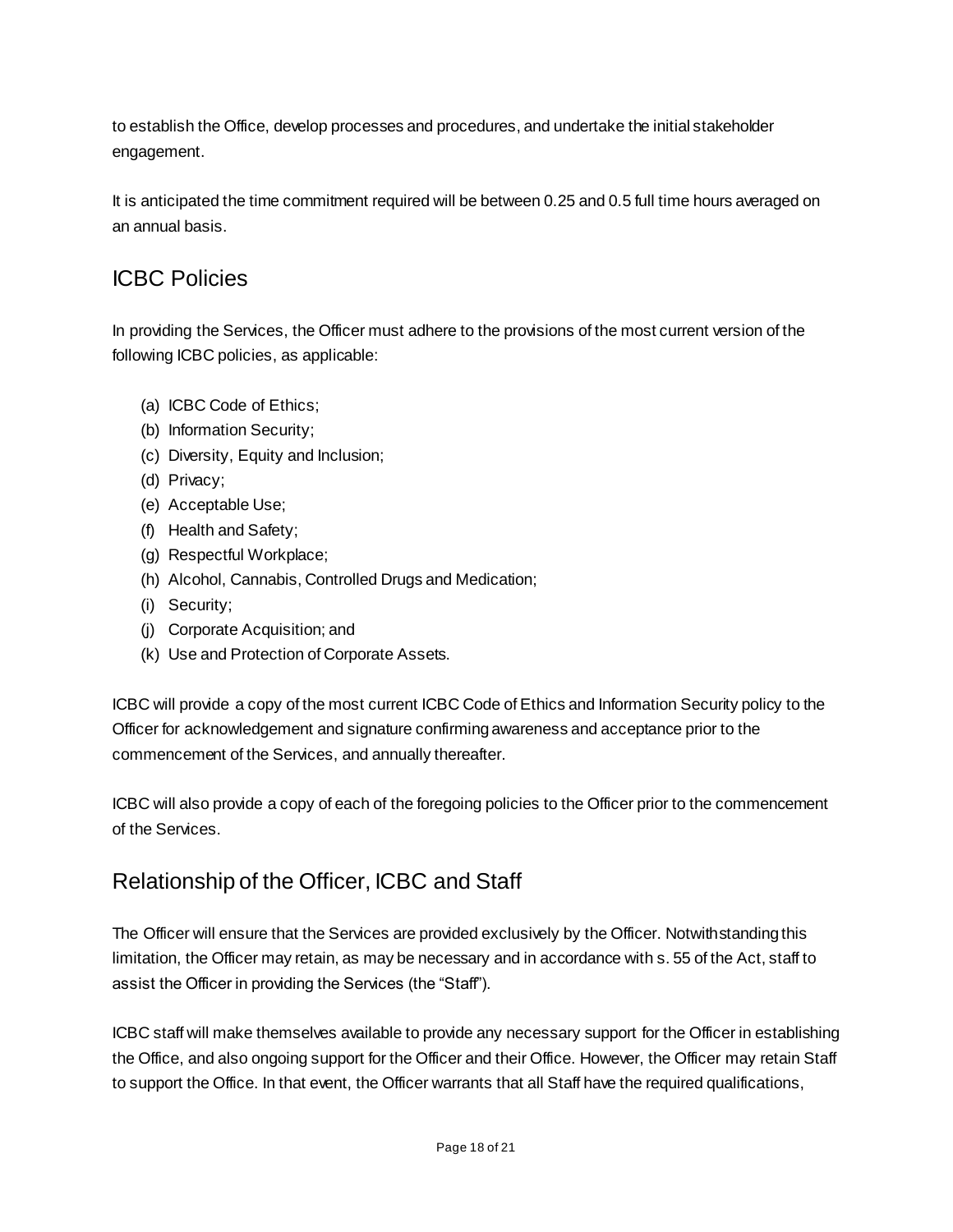to establish the Office, develop processes and procedures, and undertake the initial stakeholder engagement.

It is anticipated the time commitment required will be between 0.25 and 0.5 full time hours averaged on an annual basis.

## ICBC Policies

In providing the Services, the Officer must adhere to the provisions of the most current version of the following ICBC policies, as applicable:

(a) ICBC Code of Ethics;
(b) Information Security;
(c) Diversity, Equity and Inclusion;
(d) Privacy;
(e) Acceptable Use;
(f) Health and Safety;
(g) Respectful Workplace;
(h) Alcohol, Cannabis, Controlled Drugs and Medication;
(i) Security;
(j) Corporate Acquisition; and
(k) Use and Protection of Corporate Assets.

ICBC will provide a copy of the most current ICBC Code of Ethics and Information Security policy to the Officer for acknowledgement and signature confirming awareness and acceptance prior to the commencement of the Services, and annually thereafter.

ICBC will also provide a copy of each of the foregoing policies to the Officer prior to the commencement of the Services.

## Relationship of the Officer, ICBC and Staff

The Officer will ensure that the Services are provided exclusively by the Officer. Notwithstanding this limitation, the Officer may retain, as may be necessary and in accordance with s. 55 of the Act, staff to assist the Officer in providing the Services (the "Staff").

ICBC staff will make themselves available to provide any necessary support for the Officer in establishing the Office, and also ongoing support for the Officer and their Office. However, the Officer may retain Staff to support the Office. In that event, the Officer warrants that all Staff have the required qualifications,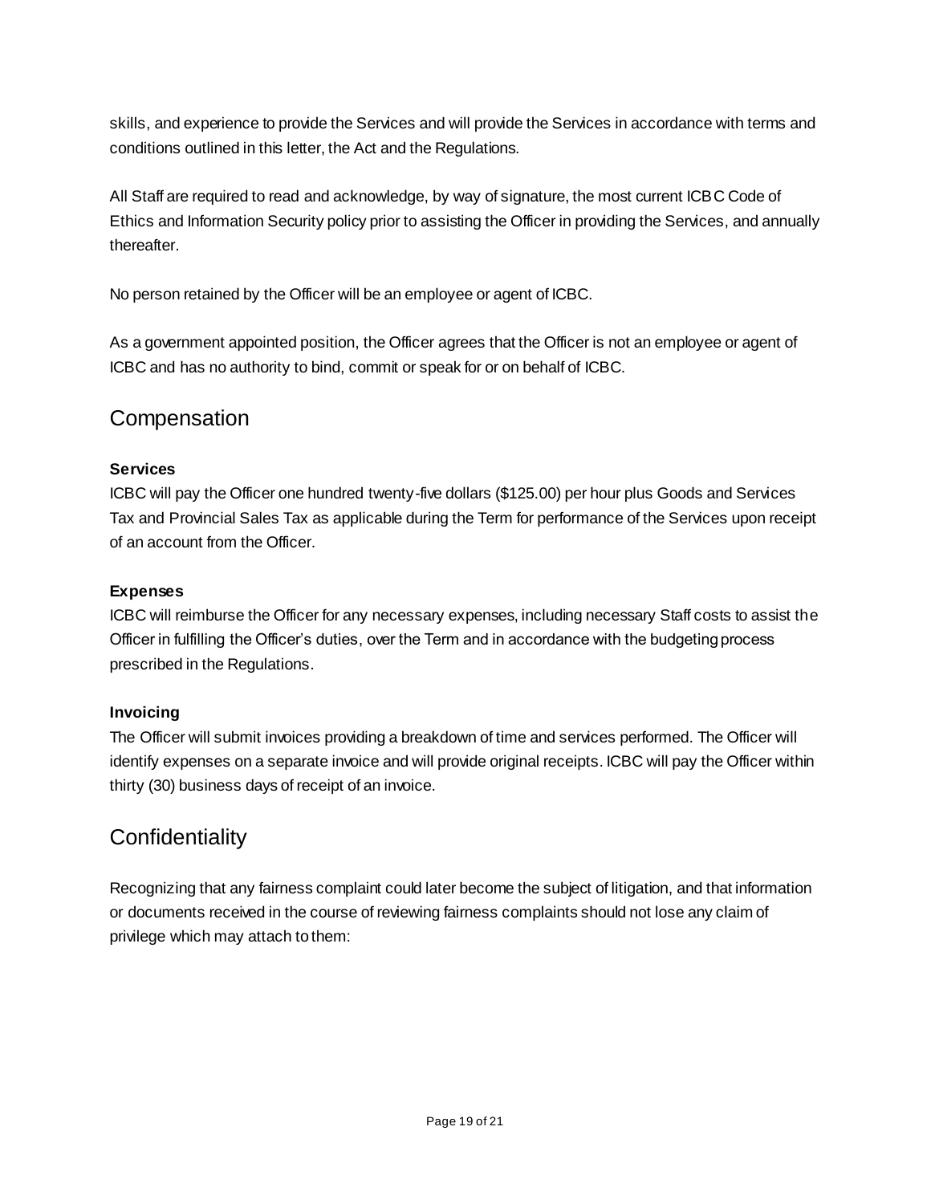skills, and experience to provide the Services and will provide the Services in accordance with terms and conditions outlined in this letter, the Act and the Regulations.

All Staff are required to read and acknowledge, by way of signature, the most current ICBC Code of Ethics and Information Security policy prior to assisting the Officer in providing the Services, and annually thereafter.

No person retained by the Officer will be an employee or agent of ICBC.

As a government appointed position, the Officer agrees that the Officer is not an employee or agent of ICBC and has no authority to bind, commit or speak for or on behalf of ICBC.

## Compensation

### Services

ICBC will pay the Officer one hundred twenty-five dollars ($125.00) per hour plus Goods and Services Tax and Provincial Sales Tax as applicable during the Term for performance of the Services upon receipt of an account from the Officer.

### Expenses

ICBC will reimburse the Officer for any necessary expenses, including necessary Staff costs to assist the Officer in fulfilling the Officer's duties, over the Term and in accordance with the budgeting process prescribed in the Regulations.

### Invoicing

The Officer will submit invoices providing a breakdown of time and services performed. The Officer will identify expenses on a separate invoice and will provide original receipts. ICBC will pay the Officer within thirty (30) business days of receipt of an invoice.

## Confidentiality

Recognizing that any fairness complaint could later become the subject of litigation, and that information or documents received in the course of reviewing fairness complaints should not lose any claim of privilege which may attach to them: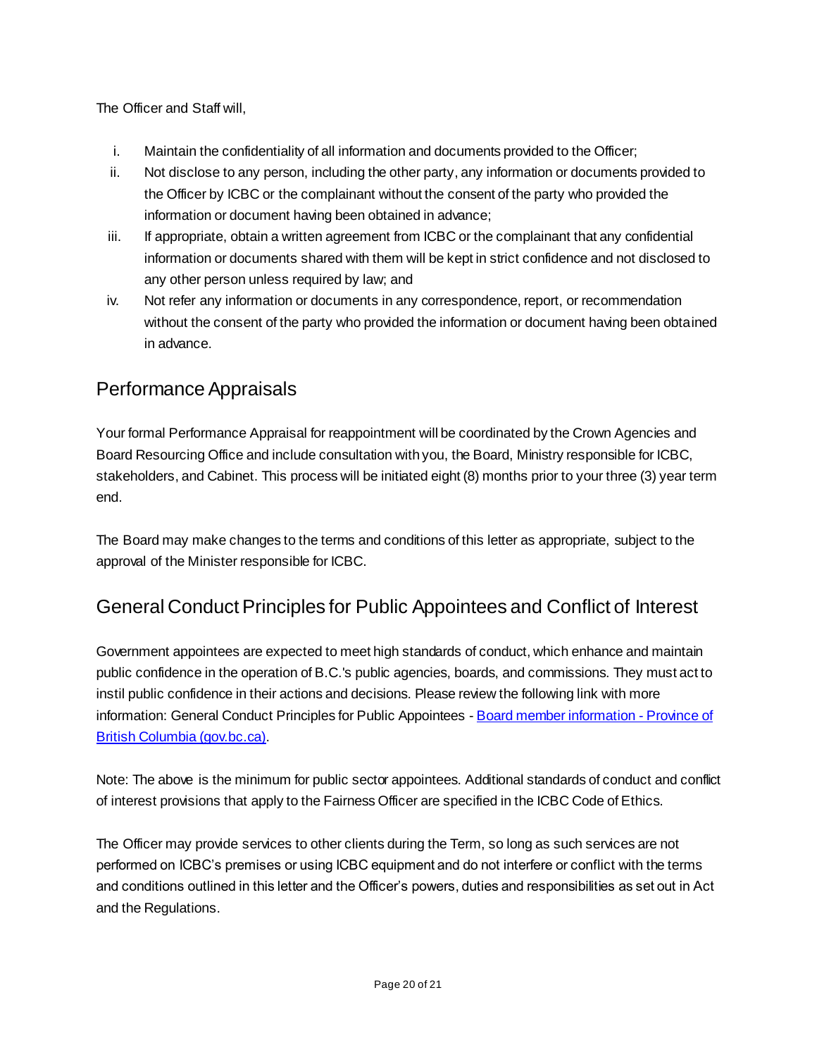The Officer and Staff will,

i. Maintain the confidentiality of all information and documents provided to the Officer;
ii. Not disclose to any person, including the other party, any information or documents provided to the Officer by ICBC or the complainant without the consent of the party who provided the information or document having been obtained in advance;
iii. If appropriate, obtain a written agreement from ICBC or the complainant that any confidential information or documents shared with them will be kept in strict confidence and not disclosed to any other person unless required by law; and
iv. Not refer any information or documents in any correspondence, report, or recommendation without the consent of the party who provided the information or document having been obtained in advance.

## Performance Appraisals

Your formal Performance Appraisal for reappointment will be coordinated by the Crown Agencies and Board Resourcing Office and include consultation with you, the Board, Ministry responsible for ICBC, stakeholders, and Cabinet. This process will be initiated eight (8) months prior to your three (3) year term end.

The Board may make changes to the terms and conditions of this letter as appropriate, subject to the approval of the Minister responsible for ICBC.

## General Conduct Principles for Public Appointees and Conflict of Interest

Government appointees are expected to meet high standards of conduct, which enhance and maintain public confidence in the operation of B.C.'s public agencies, boards, and commissions. They must act to instil public confidence in their actions and decisions. Please review the following link with more information: General Conduct Principles for Public Appointees - [Board member information - Province of British Columbia (gov.bc.ca)](gov.bc.ca).

Note: The above is the minimum for public sector appointees. Additional standards of conduct and conflict of interest provisions that apply to the Fairness Officer are specified in the ICBC Code of Ethics.

The Officer may provide services to other clients during the Term, so long as such services are not performed on ICBC's premises or using ICBC equipment and do not interfere or conflict with the terms and conditions outlined in this letter and the Officer's powers, duties and responsibilities as set out in Act and the Regulations.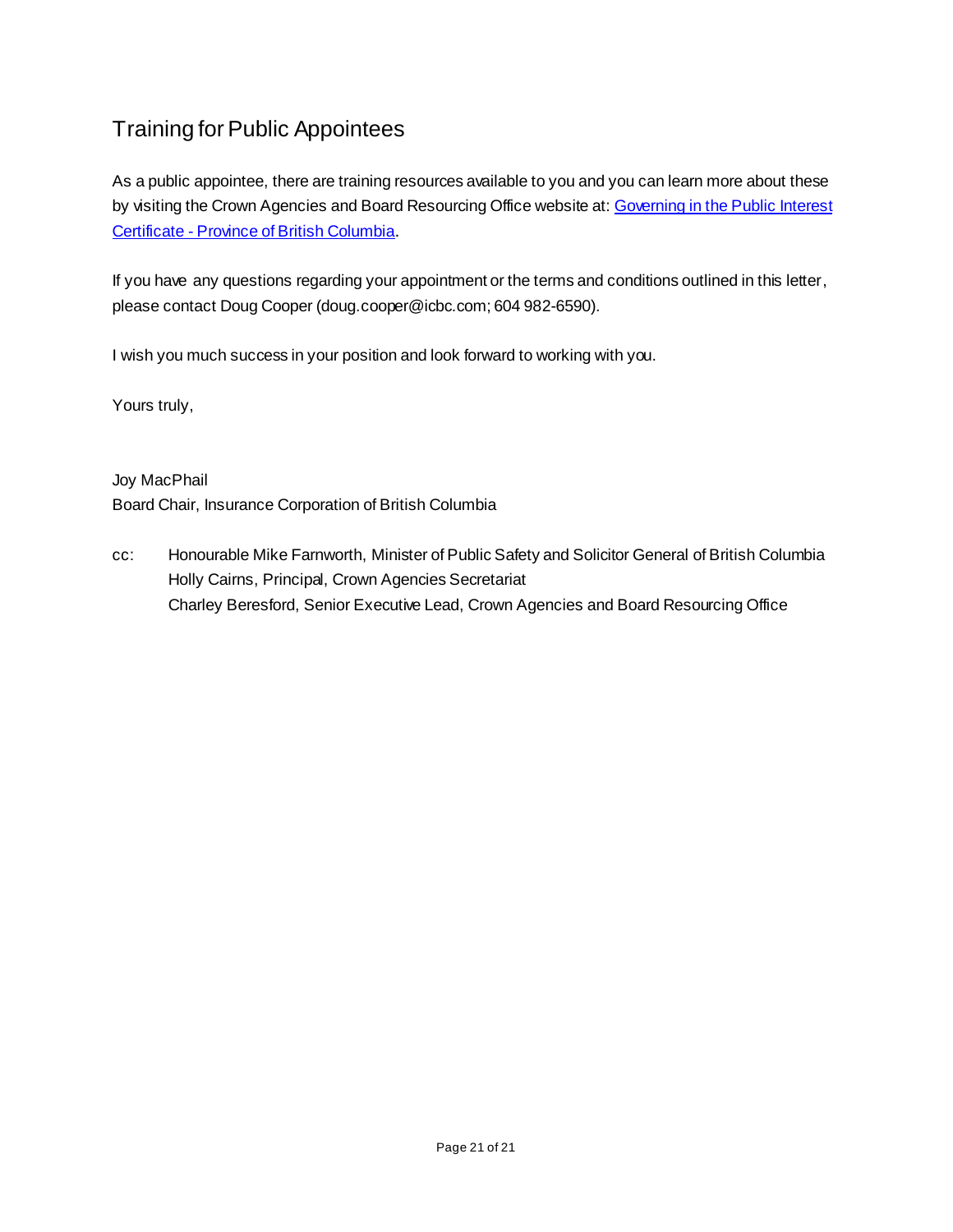## Training for Public Appointees

As a public appointee, there are training resources available to you and you can learn more about these by visiting the Crown Agencies and Board Resourcing Office website at: [Governing in the Public Interest Certificate - Province of British Columbia](#).

If you have any questions regarding your appointment or the terms and conditions outlined in this letter, please contact Doug Cooper (doug.cooper@icbc.com; 604 982-6590).

I wish you much success in your position and look forward to working with you.

Yours truly,

Joy MacPhail
Board Chair, Insurance Corporation of British Columbia

cc: Honourable Mike Farnworth, Minister of Public Safety and Solicitor General of British Columbia
Holly Cairns, Principal, Crown Agencies Secretariat
Charley Beresford, Senior Executive Lead, Crown Agencies and Board Resourcing Office